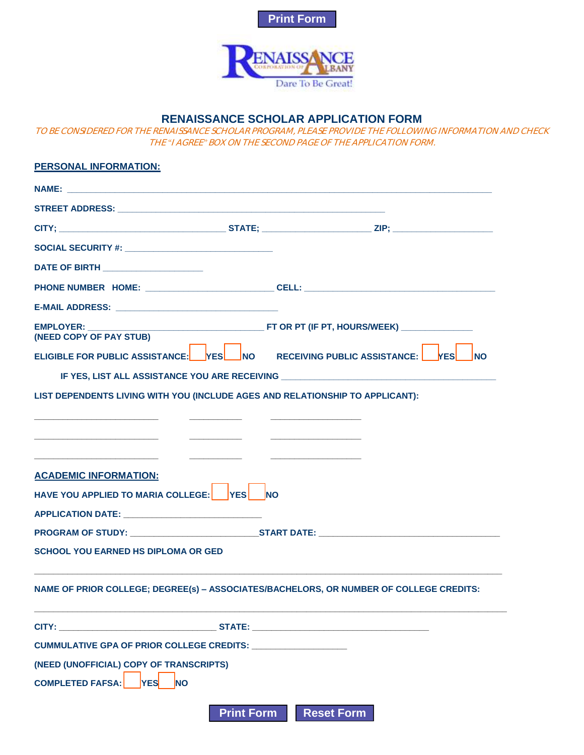Print Form

# RENAISSANCE SCHOLAR APPLICATION FORM

*TO BE CONSIDERED FOR THE RENAISSANCE SCHOLAR PROGRAM, PLEASE PROVIDE THE FOLLOWING INFORMATION AND CHECK THE "I AGREE" BOX ON THE SECOND PAGE OF THE APPLICATION FORM.*

## PERSONAL INFORMATION:

**NAME:** ______________________________________________

**STREET ADDRESS:** ______________________________________________

**CITY;** ____________________ **STATE;** ____________________ **ZIP;** ____________________

**SOCIAL SECURITY #:** ______________________________

**DATE OF BIRTH** ____________________

**PHONE NUMBER HOME:** ____________________ **CELL:** ____________________

**E-MAIL ADDRESS:** ______________________________

**EMPLOYER:** ______________________________ **FT OR PT (IF PT, HOURS/WEEK)** ____________
**(NEED COPY OF PAY STUB)**

**ELIGIBLE FOR PUBLIC ASSISTANCE:** ☐ **YES** ☐ **NO** **RECEIVING PUBLIC ASSISTANCE:** ☐ **YES** ☐ **NO**

**IF YES, LIST ALL ASSISTANCE YOU ARE RECEIVING** ______________________________

**LIST DEPENDENTS LIVING WITH YOU (INCLUDE AGES AND RELATIONSHIP TO APPLICANT):**

____________________ __________ ______________

____________________ __________ ______________

____________________ __________ ______________

## ACADEMIC INFORMATION:

**HAVE YOU APPLIED TO MARIA COLLEGE:** ☐ **YES** ☐ **NO**

**APPLICATION DATE:** ______________________________

**PROGRAM OF STUDY:** ____________________ **START DATE:** ______________________________

**SCHOOL YOU EARNED HS DIPLOMA OR GED**

______________________________________________

**NAME OF PRIOR COLLEGE; DEGREE(s) – ASSOCIATES/BACHELORS, OR NUMBER OF COLLEGE CREDITS:**

______________________________________________

**CITY:** ______________________________ **STATE:** ______________________________

**CUMMULATIVE GPA OF PRIOR COLLEGE CREDITS:** ____________________

**(NEED (UNOFFICIAL) COPY OF TRANSCRIPTS)**

**COMPLETED FAFSA:** ☐ **YES** ☐ **NO**

Print Form Reset Form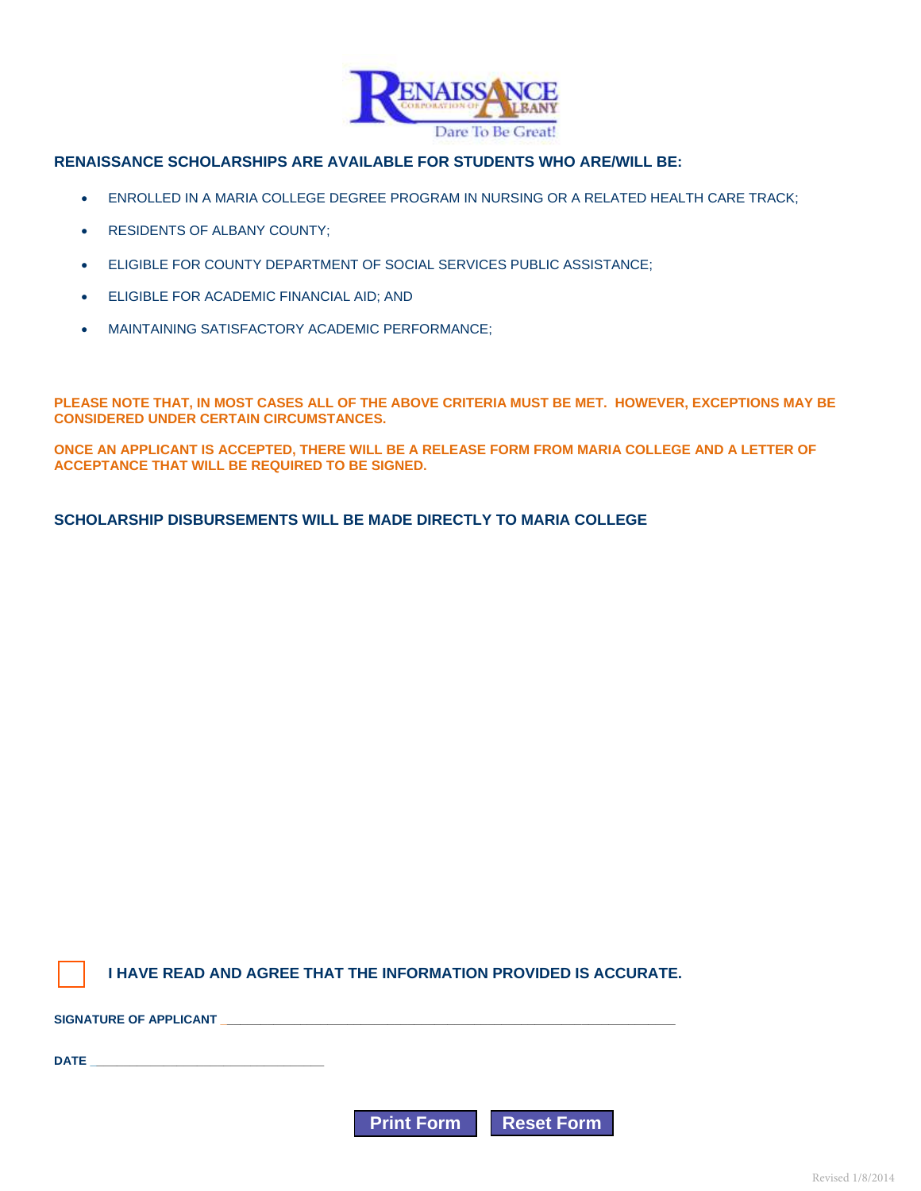RENAISSANCE CORPORATION OF ALBANY

Dare To Be Great!

**RENAISSANCE SCHOLARSHIPS ARE AVAILABLE FOR STUDENTS WHO ARE/WILL BE:**

- ENROLLED IN A MARIA COLLEGE DEGREE PROGRAM IN NURSING OR A RELATED HEALTH CARE TRACK;
- RESIDENTS OF ALBANY COUNTY;
- ELIGIBLE FOR COUNTY DEPARTMENT OF SOCIAL SERVICES PUBLIC ASSISTANCE;
- ELIGIBLE FOR ACADEMIC FINANCIAL AID; AND
- MAINTAINING SATISFACTORY ACADEMIC PERFORMANCE;

**PLEASE NOTE THAT, IN MOST CASES ALL OF THE ABOVE CRITERIA MUST BE MET. HOWEVER, EXCEPTIONS MAY BE CONSIDERED UNDER CERTAIN CIRCUMSTANCES.**

**ONCE AN APPLICANT IS ACCEPTED, THERE WILL BE A RELEASE FORM FROM MARIA COLLEGE AND A LETTER OF ACCEPTANCE THAT WILL BE REQUIRED TO BE SIGNED.**

**SCHOLARSHIP DISBURSEMENTS WILL BE MADE DIRECTLY TO MARIA COLLEGE**

☐ **I HAVE READ AND AGREE THAT THE INFORMATION PROVIDED IS ACCURATE.**

**SIGNATURE OF APPLICANT** ____________________________________________

**DATE** ______________________

Print Form | Reset Form

Revised 1/8/2014